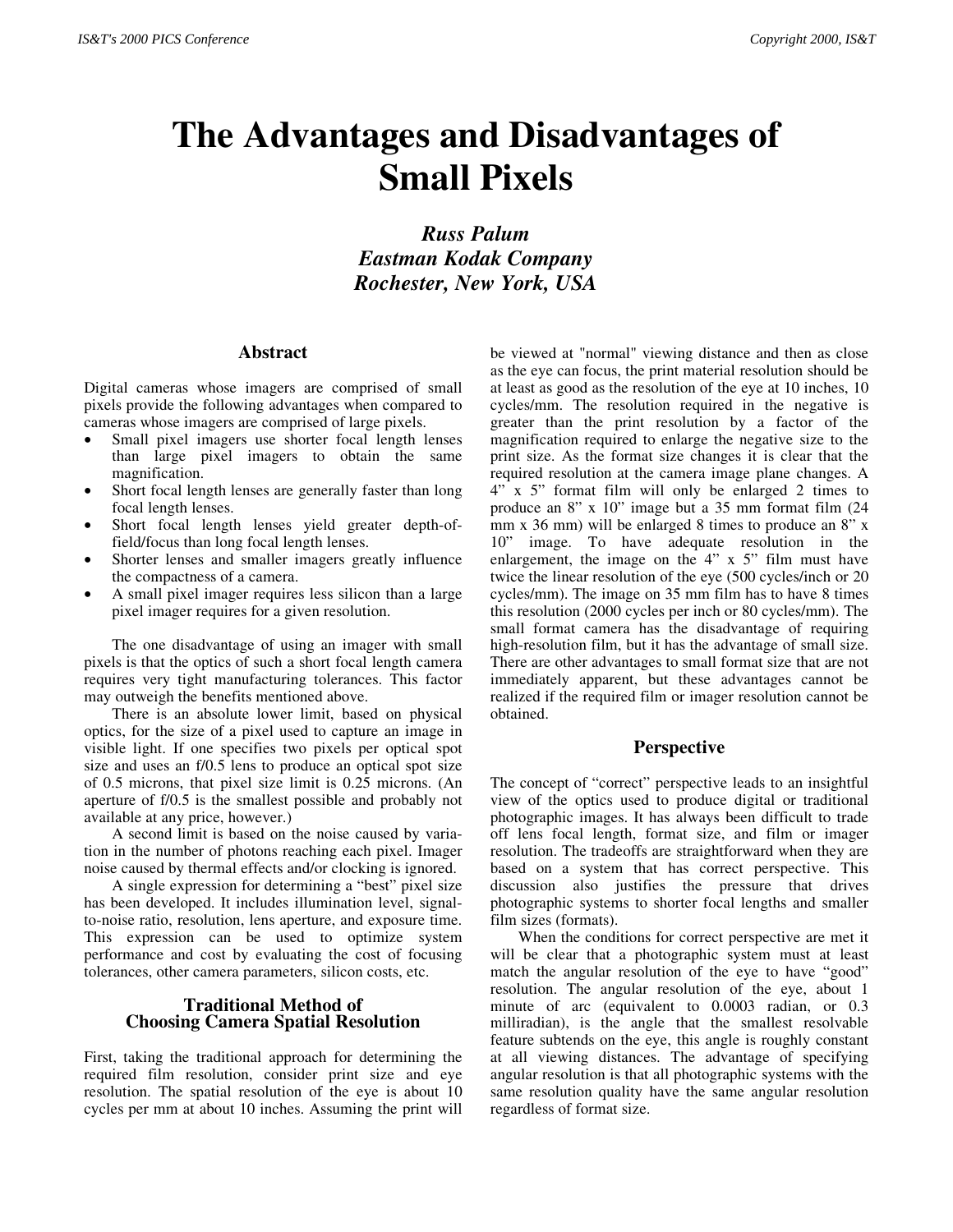# The Advantages and Disadvantages of Small Pixels

***Russ Palum***
***Eastman Kodak Company***
***Rochester, New York, USA***

## Abstract

Digital cameras whose imagers are comprised of small pixels provide the following advantages when compared to cameras whose imagers are comprised of large pixels.

- Small pixel imagers use shorter focal length lenses than large pixel imagers to obtain the same magnification.
- Short focal length lenses are generally faster than long focal length lenses.
- Short focal length lenses yield greater depth-of-field/focus than long focal length lenses.
- Shorter lenses and smaller imagers greatly influence the compactness of a camera.
- A small pixel imager requires less silicon than a large pixel imager requires for a given resolution.

The one disadvantage of using an imager with small pixels is that the optics of such a short focal length camera requires very tight manufacturing tolerances. This factor may outweigh the benefits mentioned above.

There is an absolute lower limit, based on physical optics, for the size of a pixel used to capture an image in visible light. If one specifies two pixels per optical spot size and uses an f/0.5 lens to produce an optical spot size of 0.5 microns, that pixel size limit is 0.25 microns. (An aperture of f/0.5 is the smallest possible and probably not available at any price, however.)

A second limit is based on the noise caused by variation in the number of photons reaching each pixel. Imager noise caused by thermal effects and/or clocking is ignored.

A single expression for determining a "best" pixel size has been developed. It includes illumination level, signal-to-noise ratio, resolution, lens aperture, and exposure time. This expression can be used to optimize system performance and cost by evaluating the cost of focusing tolerances, other camera parameters, silicon costs, etc.

## Traditional Method of Choosing Camera Spatial Resolution

First, taking the traditional approach for determining the required film resolution, consider print size and eye resolution. The spatial resolution of the eye is about 10 cycles per mm at about 10 inches. Assuming the print will be viewed at "normal" viewing distance and then as close as the eye can focus, the print material resolution should be at least as good as the resolution of the eye at 10 inches, 10 cycles/mm. The resolution required in the negative is greater than the print resolution by a factor of the magnification required to enlarge the negative size to the print size. As the format size changes it is clear that the required resolution at the camera image plane changes. A 4" x 5" format film will only be enlarged 2 times to produce an 8" x 10" image but a 35 mm format film (24 mm x 36 mm) will be enlarged 8 times to produce an 8" x 10" image. To have adequate resolution in the enlargement, the image on the 4" x 5" film must have twice the linear resolution of the eye (500 cycles/inch or 20 cycles/mm). The image on 35 mm film has to have 8 times this resolution (2000 cycles per inch or 80 cycles/mm). The small format camera has the disadvantage of requiring high-resolution film, but it has the advantage of small size. There are other advantages to small format size that are not immediately apparent, but these advantages cannot be realized if the required film or imager resolution cannot be obtained.

## Perspective

The concept of "correct" perspective leads to an insightful view of the optics used to produce digital or traditional photographic images. It has always been difficult to trade off lens focal length, format size, and film or imager resolution. The tradeoffs are straightforward when they are based on a system that has correct perspective. This discussion also justifies the pressure that drives photographic systems to shorter focal lengths and smaller film sizes (formats).

When the conditions for correct perspective are met it will be clear that a photographic system must at least match the angular resolution of the eye to have "good" resolution. The angular resolution of the eye, about 1 minute of arc (equivalent to 0.0003 radian, or 0.3 milliradian), is the angle that the smallest resolvable feature subtends on the eye, this angle is roughly constant at all viewing distances. The advantage of specifying angular resolution is that all photographic systems with the same resolution quality have the same angular resolution regardless of format size.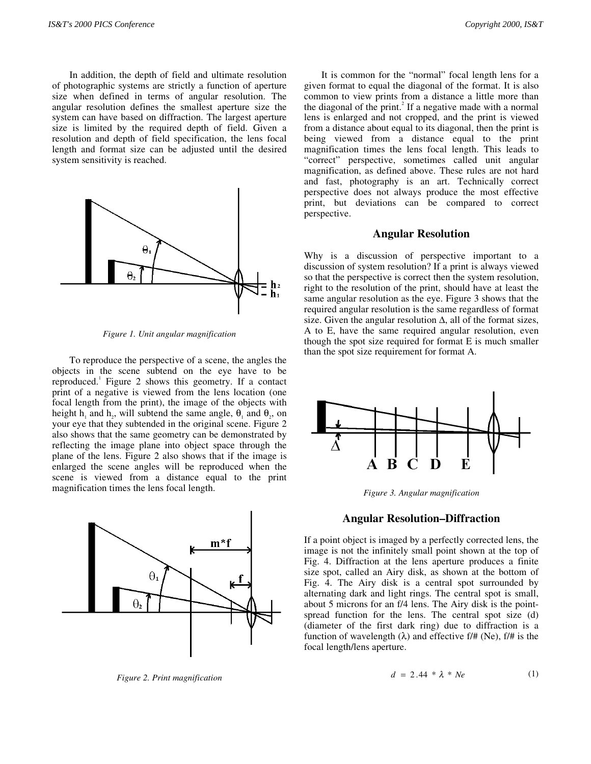In addition, the depth of field and ultimate resolution of photographic systems are strictly a function of aperture size when defined in terms of angular resolution. The angular resolution defines the smallest aperture size the system can have based on diffraction. The largest aperture size is limited by the required depth of field. Given a resolution and depth of field specification, the lens focal length and format size can be adjusted until the desired system sensitivity is reached.

*Figure 1. Unit angular magnification*

To reproduce the perspective of a scene, the angles the objects in the scene subtend on the eye have to be reproduced.[1] Figure 2 shows this geometry. If a contact print of a negative is viewed from the lens location (one focal length from the print), the image of the objects with height $h_1$ and $h_2$, will subtend the same angle, $\theta_1$ and $\theta_2$, on your eye that they subtended in the original scene. Figure 2 also shows that the same geometry can be demonstrated by reflecting the image plane into object space through the plane of the lens. Figure 2 also shows that if the image is enlarged the scene angles will be reproduced when the scene is viewed from a distance equal to the print magnification times the lens focal length.

*Figure 2. Print magnification*

It is common for the "normal" focal length lens for a given format to equal the diagonal of the format. It is also common to view prints from a distance a little more than the diagonal of the print.[2] If a negative made with a normal lens is enlarged and not cropped, and the print is viewed from a distance about equal to its diagonal, then the print is being viewed from a distance equal to the print magnification times the lens focal length. This leads to "correct" perspective, sometimes called unit angular magnification, as defined above. These rules are not hard and fast, photography is an art. Technically correct perspective does not always produce the most effective print, but deviations can be compared to correct perspective.

## Angular Resolution

Why is a discussion of perspective important to a discussion of system resolution? If a print is always viewed so that the perspective is correct then the system resolution, right to the resolution of the print, should have at least the same angular resolution as the eye. Figure 3 shows that the required angular resolution is the same regardless of format size. Given the angular resolution $\Delta$, all of the format sizes, A to E, have the same required angular resolution, even though the spot size required for format E is much smaller than the spot size requirement for format A.

*Figure 3. Angular magnification*

## Angular Resolution–Diffraction

If a point object is imaged by a perfectly corrected lens, the image is not the infinitely small point shown at the top of Fig. 4. Diffraction at the lens aperture produces a finite size spot, called an Airy disk, as shown at the bottom of Fig. 4. The Airy disk is a central spot surrounded by alternating dark and light rings. The central spot is small, about 5 microns for an f/4 lens. The Airy disk is the point-spread function for the lens. The central spot size (d) (diameter of the first dark ring) due to diffraction is a function of wavelength ($\lambda$) and effective f/# (Ne), f/# is the focal length/lens aperture.

$$d = 2.44 * \lambda * Ne \qquad (1)$$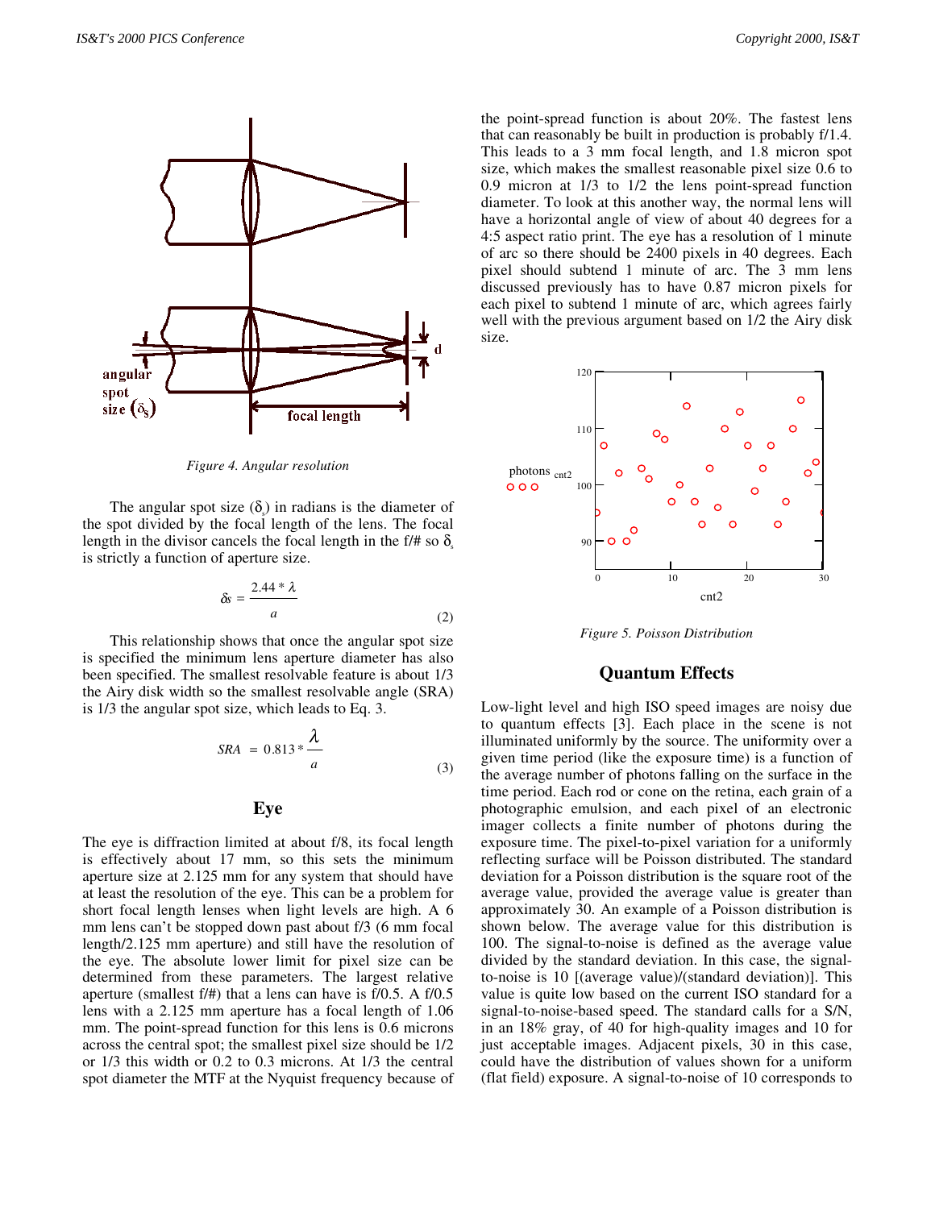*Figure 4. Angular resolution*

The angular spot size ($\delta_s$) in radians is the diameter of the spot divided by the focal length of the lens. The focal length in the divisor cancels the focal length in the f/# so $\delta_s$ is strictly a function of aperture size.

$$\delta s = \frac{2.44 * \lambda}{a} \tag{2}$$

This relationship shows that once the angular spot size is specified the minimum lens aperture diameter has also been specified. The smallest resolvable feature is about 1/3 the Airy disk width so the smallest resolvable angle (SRA) is 1/3 the angular spot size, which leads to Eq. 3.

$$SRA = 0.813 * \frac{\lambda}{a} \tag{3}$$

## Eye

The eye is diffraction limited at about f/8, its focal length is effectively about 17 mm, so this sets the minimum aperture size at 2.125 mm for any system that should have at least the resolution of the eye. This can be a problem for short focal length lenses when light levels are high. A 6 mm lens can't be stopped down past about f/3 (6 mm focal length/2.125 mm aperture) and still have the resolution of the eye. The absolute lower limit for pixel size can be determined from these parameters. The largest relative aperture (smallest f/#) that a lens can have is f/0.5. A f/0.5 lens with a 2.125 mm aperture has a focal length of 1.06 mm. The point-spread function for this lens is 0.6 microns across the central spot; the smallest pixel size should be 1/2 or 1/3 this width or 0.2 to 0.3 microns. At 1/3 the central spot diameter the MTF at the Nyquist frequency because of the point-spread function is about 20%. The fastest lens that can reasonably be built in production is probably f/1.4. This leads to a 3 mm focal length, and 1.8 micron spot size, which makes the smallest reasonable pixel size 0.6 to 0.9 micron at 1/3 to 1/2 the lens point-spread function diameter. To look at this another way, the normal lens will have a horizontal angle of view of about 40 degrees for a 4:5 aspect ratio print. The eye has a resolution of 1 minute of arc so there should be 2400 pixels in 40 degrees. Each pixel should subtend 1 minute of arc. The 3 mm lens discussed previously has to have 0.87 micron pixels for each pixel to subtend 1 minute of arc, which agrees fairly well with the previous argument based on 1/2 the Airy disk size.

*Figure 5. Poisson Distribution*

## Quantum Effects

Low-light level and high ISO speed images are noisy due to quantum effects [3]. Each place in the scene is not illuminated uniformly by the source. The uniformity over a given time period (like the exposure time) is a function of the average number of photons falling on the surface in the time period. Each rod or cone on the retina, each grain of a photographic emulsion, and each pixel of an electronic imager collects a finite number of photons during the exposure time. The pixel-to-pixel variation for a uniformly reflecting surface will be Poisson distributed. The standard deviation for a Poisson distribution is the square root of the average value, provided the average value is greater than approximately 30. An example of a Poisson distribution is shown below. The average value for this distribution is 100. The signal-to-noise is defined as the average value divided by the standard deviation. In this case, the signal-to-noise is 10 [(average value)/(standard deviation)]. This value is quite low based on the current ISO standard for a signal-to-noise-based speed. The standard calls for a S/N, in an 18% gray, of 40 for high-quality images and 10 for just acceptable images. Adjacent pixels, 30 in this case, could have the distribution of values shown for a uniform (flat field) exposure. A signal-to-noise of 10 corresponds to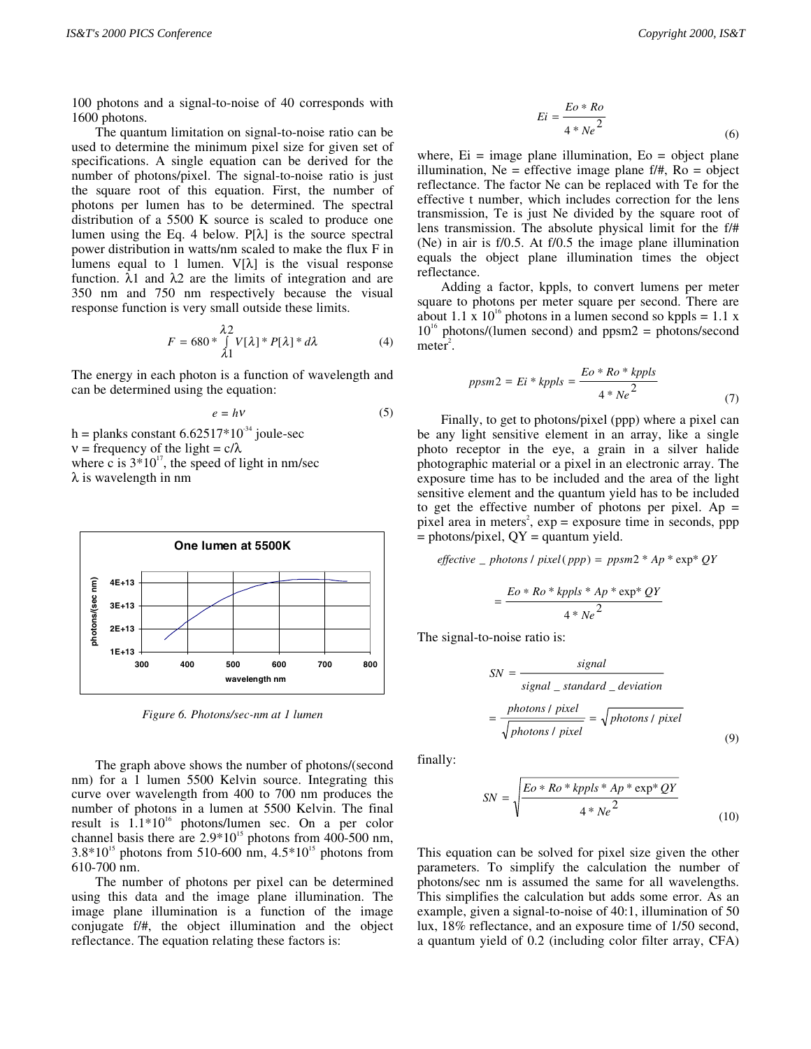100 photons and a signal-to-noise of 40 corresponds with 1600 photons.

The quantum limitation on signal-to-noise ratio can be used to determine the minimum pixel size for given set of specifications. A single equation can be derived for the number of photons/pixel. The signal-to-noise ratio is just the square root of this equation. First, the number of photons per lumen has to be determined. The spectral distribution of a 5500 K source is scaled to produce one lumen using the Eq. 4 below. P[λ] is the source spectral power distribution in watts/nm scaled to make the flux F in lumens equal to 1 lumen. V[λ] is the visual response function. λ1 and λ2 are the limits of integration and are 350 nm and 750 nm respectively because the visual response function is very small outside these limits.

$$F = 680 * \int_{\lambda 1}^{\lambda 2} V[\lambda] * P[\lambda] * d\lambda \tag{4}$$

The energy in each photon is a function of wavelength and can be determined using the equation:

$$e = h\nu \tag{5}$$

h = planks constant $6.62517*10^{-34}$ joule-sec
ν = frequency of the light = c/λ
where c is $3*10^{17}$, the speed of light in nm/sec
λ is wavelength in nm

Figure 6. Photons/sec-nm at 1 lumen

The graph above shows the number of photons/(second nm) for a 1 lumen 5500 Kelvin source. Integrating this curve over wavelength from 400 to 700 nm produces the number of photons in a lumen at 5500 Kelvin. The final result is $1.1*10^{16}$ photons/lumen sec. On a per color channel basis there are $2.9*10^{15}$ photons from 400-500 nm, $3.8*10^{15}$ photons from 510-600 nm, $4.5*10^{15}$ photons from 610-700 nm.

The number of photons per pixel can be determined using this data and the image plane illumination. The image plane illumination is a function of the image conjugate f/#, the object illumination and the object reflectance. The equation relating these factors is:

$$Ei = \frac{Eo * Ro}{4 * Ne^2} \tag{6}$$

where, Ei = image plane illumination, Eo = object plane illumination, Ne = effective image plane f/#, Ro = object reflectance. The factor Ne can be replaced with Te for the effective t number, which includes correction for the lens transmission, Te is just Ne divided by the square root of lens transmission. The absolute physical limit for the f/# (Ne) in air is f/0.5. At f/0.5 the image plane illumination equals the object plane illumination times the object reflectance.

Adding a factor, kppls, to convert lumens per meter square to photons per meter square per second. There are about $1.1 \times 10^{16}$ photons in a lumen second so kppls = $1.1 \times 10^{16}$ photons/(lumen second) and ppsm2 = photons/second meter$^2$.

$$ppsm2 = Ei * kppls = \frac{Eo * Ro * kppls}{4 * Ne^2} \tag{7}$$

Finally, to get to photons/pixel (ppp) where a pixel can be any light sensitive element in an array, like a single photo receptor in the eye, a grain in a silver halide photographic material or a pixel in an electronic array. The exposure time has to be included and the area of the light sensitive element and the quantum yield has to be included to get the effective number of photons per pixel. Ap = pixel area in meters$^2$, exp = exposure time in seconds, ppp = photons/pixel, QY = quantum yield.

$$effective\_photons / pixel(ppp) = ppsm2 * Ap * \exp * QY$$

$$= \frac{Eo * Ro * kppls * Ap * \exp * QY}{4 * Ne^2}$$

The signal-to-noise ratio is:

$$SN = \frac{signal}{signal\_standard\_deviation}$$

$$= \frac{photons / pixel}{\sqrt{photons / pixel}} = \sqrt{photons / pixel} \tag{9}$$

finally:

$$SN = \sqrt{\frac{Eo * Ro * kppls * Ap * \exp * QY}{4 * Ne^2}} \tag{10}$$

This equation can be solved for pixel size given the other parameters. To simplify the calculation the number of photons/sec nm is assumed the same for all wavelengths. This simplifies the calculation but adds some error. As an example, given a signal-to-noise of 40:1, illumination of 50 lux, 18% reflectance, and an exposure time of 1/50 second, a quantum yield of 0.2 (including color filter array, CFA)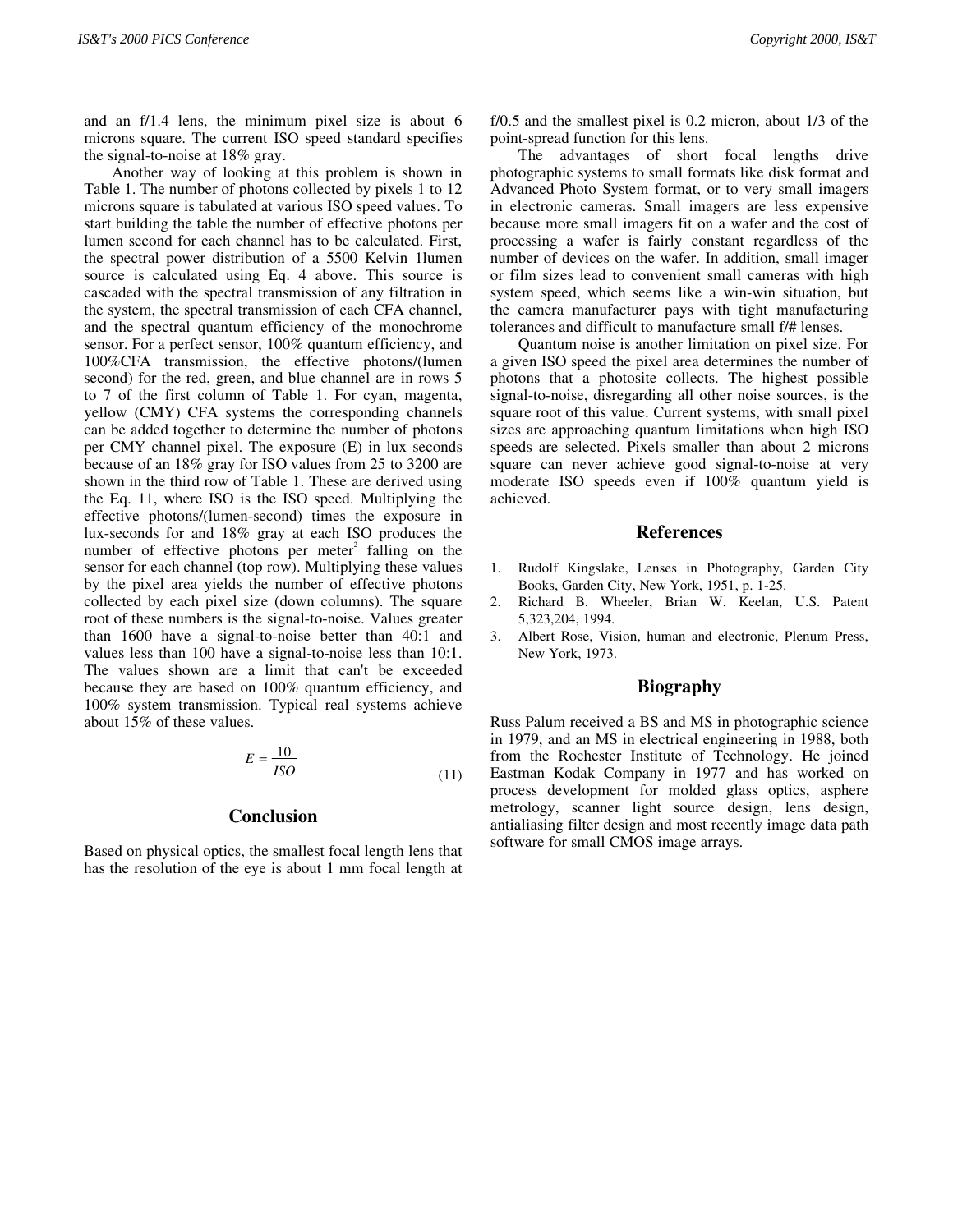and an f/1.4 lens, the minimum pixel size is about 6 microns square. The current ISO speed standard specifies the signal-to-noise at 18% gray.

Another way of looking at this problem is shown in Table 1. The number of photons collected by pixels 1 to 12 microns square is tabulated at various ISO speed values. To start building the table the number of effective photons per lumen second for each channel has to be calculated. First, the spectral power distribution of a 5500 Kelvin 1lumen source is calculated using Eq. 4 above. This source is cascaded with the spectral transmission of any filtration in the system, the spectral transmission of each CFA channel, and the spectral quantum efficiency of the monochrome sensor. For a perfect sensor, 100% quantum efficiency, and 100%CFA transmission, the effective photons/(lumen second) for the red, green, and blue channel are in rows 5 to 7 of the first column of Table 1. For cyan, magenta, yellow (CMY) CFA systems the corresponding channels can be added together to determine the number of photons per CMY channel pixel. The exposure (E) in lux seconds because of an 18% gray for ISO values from 25 to 3200 are shown in the third row of Table 1. These are derived using the Eq. 11, where ISO is the ISO speed. Multiplying the effective photons/(lumen-second) times the exposure in lux-seconds for and 18% gray at each ISO produces the number of effective photons per meter$^2$ falling on the sensor for each channel (top row). Multiplying these values by the pixel area yields the number of effective photons collected by each pixel size (down columns). The square root of these numbers is the signal-to-noise. Values greater than 1600 have a signal-to-noise better than 40:1 and values less than 100 have a signal-to-noise less than 10:1. The values shown are a limit that can't be exceeded because they are based on 100% quantum efficiency, and 100% system transmission. Typical real systems achieve about 15% of these values.

$$E = \frac{10}{ISO} \tag{11}$$

## Conclusion

Based on physical optics, the smallest focal length lens that has the resolution of the eye is about 1 mm focal length at f/0.5 and the smallest pixel is 0.2 micron, about 1/3 of the point-spread function for this lens.

The advantages of short focal lengths drive photographic systems to small formats like disk format and Advanced Photo System format, or to very small imagers in electronic cameras. Small imagers are less expensive because more small imagers fit on a wafer and the cost of processing a wafer is fairly constant regardless of the number of devices on the wafer. In addition, small imager or film sizes lead to convenient small cameras with high system speed, which seems like a win-win situation, but the camera manufacturer pays with tight manufacturing tolerances and difficult to manufacture small f/# lenses.

Quantum noise is another limitation on pixel size. For a given ISO speed the pixel area determines the number of photons that a photosite collects. The highest possible signal-to-noise, disregarding all other noise sources, is the square root of this value. Current systems, with small pixel sizes are approaching quantum limitations when high ISO speeds are selected. Pixels smaller than about 2 microns square can never achieve good signal-to-noise at very moderate ISO speeds even if 100% quantum yield is achieved.

## References

1. Rudolf Kingslake, Lenses in Photography, Garden City Books, Garden City, New York, 1951, p. 1-25.
2. Richard B. Wheeler, Brian W. Keelan, U.S. Patent 5,323,204, 1994.
3. Albert Rose, Vision, human and electronic, Plenum Press, New York, 1973.

## Biography

Russ Palum received a BS and MS in photographic science in 1979, and an MS in electrical engineering in 1988, both from the Rochester Institute of Technology. He joined Eastman Kodak Company in 1977 and has worked on process development for molded glass optics, asphere metrology, scanner light source design, lens design, antialiasing filter design and most recently image data path software for small CMOS image arrays.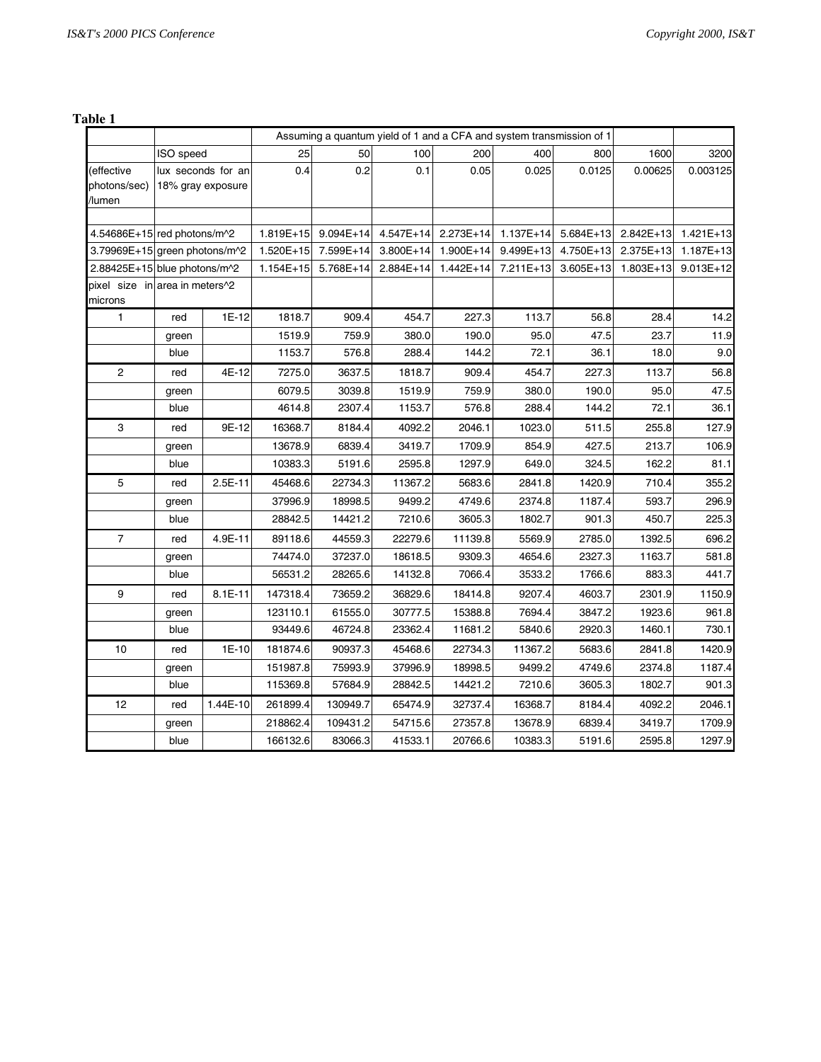**Table 1**

| | | | | | | | | | | |
|---|---|---|---|---|---|---|---|---|---|---|
| | | | Assuming a quantum yield of 1 and a CFA and system transmission of 1 | | | | | | | |
| | ISO speed | | 25 | 50 | 100 | 200 | 400 | 800 | 1600 | 3200 |
| (effective photons/sec) /lumen | lux seconds for an 18% gray exposure | | 0.4 | 0.2 | 0.1 | 0.05 | 0.025 | 0.0125 | 0.00625 | 0.003125 |
| | | | | | | | | | | |
| 4.54686E+15 | red photons/m^2 | | 1.819E+15 | 9.094E+14 | 4.547E+14 | 2.273E+14 | 1.137E+14 | 5.684E+13 | 2.842E+13 | 1.421E+13 |
| 3.79969E+15 | green photons/m^2 | | 1.520E+15 | 7.599E+14 | 3.800E+14 | 1.900E+14 | 9.499E+13 | 4.750E+13 | 2.375E+13 | 1.187E+13 |
| 2.88425E+15 | blue photons/m^2 | | 1.154E+15 | 5.768E+14 | 2.884E+14 | 1.442E+14 | 7.211E+13 | 3.605E+13 | 1.803E+13 | 9.013E+12 |
| pixel size in microns | area in meters^2 | | | | | | | | | |
| 1 | red | 1E-12 | 1818.7 | 909.4 | 454.7 | 227.3 | 113.7 | 56.8 | 28.4 | 14.2 |
| | green | | 1519.9 | 759.9 | 380.0 | 190.0 | 95.0 | 47.5 | 23.7 | 11.9 |
| | blue | | 1153.7 | 576.8 | 288.4 | 144.2 | 72.1 | 36.1 | 18.0 | 9.0 |
| 2 | red | 4E-12 | 7275.0 | 3637.5 | 1818.7 | 909.4 | 454.7 | 227.3 | 113.7 | 56.8 |
| | green | | 6079.5 | 3039.8 | 1519.9 | 759.9 | 380.0 | 190.0 | 95.0 | 47.5 |
| | blue | | 4614.8 | 2307.4 | 1153.7 | 576.8 | 288.4 | 144.2 | 72.1 | 36.1 |
| 3 | red | 9E-12 | 16368.7 | 8184.4 | 4092.2 | 2046.1 | 1023.0 | 511.5 | 255.8 | 127.9 |
| | green | | 13678.9 | 6839.4 | 3419.7 | 1709.9 | 854.9 | 427.5 | 213.7 | 106.9 |
| | blue | | 10383.3 | 5191.6 | 2595.8 | 1297.9 | 649.0 | 324.5 | 162.2 | 81.1 |
| 5 | red | 2.5E-11 | 45468.6 | 22734.3 | 11367.2 | 5683.6 | 2841.8 | 1420.9 | 710.4 | 355.2 |
| | green | | 37996.9 | 18998.5 | 9499.2 | 4749.6 | 2374.8 | 1187.4 | 593.7 | 296.9 |
| | blue | | 28842.5 | 14421.2 | 7210.6 | 3605.3 | 1802.7 | 901.3 | 450.7 | 225.3 |
| 7 | red | 4.9E-11 | 89118.6 | 44559.3 | 22279.6 | 11139.8 | 5569.9 | 2785.0 | 1392.5 | 696.2 |
| | green | | 74474.0 | 37237.0 | 18618.5 | 9309.3 | 4654.6 | 2327.3 | 1163.7 | 581.8 |
| | blue | | 56531.2 | 28265.6 | 14132.8 | 7066.4 | 3533.2 | 1766.6 | 883.3 | 441.7 |
| 9 | red | 8.1E-11 | 147318.4 | 73659.2 | 36829.6 | 18414.8 | 9207.4 | 4603.7 | 2301.9 | 1150.9 |
| | green | | 123110.1 | 61555.0 | 30777.5 | 15388.8 | 7694.4 | 3847.2 | 1923.6 | 961.8 |
| | blue | | 93449.6 | 46724.8 | 23362.4 | 11681.2 | 5840.6 | 2920.3 | 1460.1 | 730.1 |
| 10 | red | 1E-10 | 181874.6 | 90937.3 | 45468.6 | 22734.3 | 11367.2 | 5683.6 | 2841.8 | 1420.9 |
| | green | | 151987.8 | 75993.9 | 37996.9 | 18998.5 | 9499.2 | 4749.6 | 2374.8 | 1187.4 |
| | blue | | 115369.8 | 57684.9 | 28842.5 | 14421.2 | 7210.6 | 3605.3 | 1802.7 | 901.3 |
| 12 | red | 1.44E-10 | 261899.4 | 130949.7 | 65474.9 | 32737.4 | 16368.7 | 8184.4 | 4092.2 | 2046.1 |
| | green | | 218862.4 | 109431.2 | 54715.6 | 27357.8 | 13678.9 | 6839.4 | 3419.7 | 1709.9 |
| | blue | | 166132.6 | 83066.3 | 41533.1 | 20766.6 | 10383.3 | 5191.6 | 2595.8 | 1297.9 |